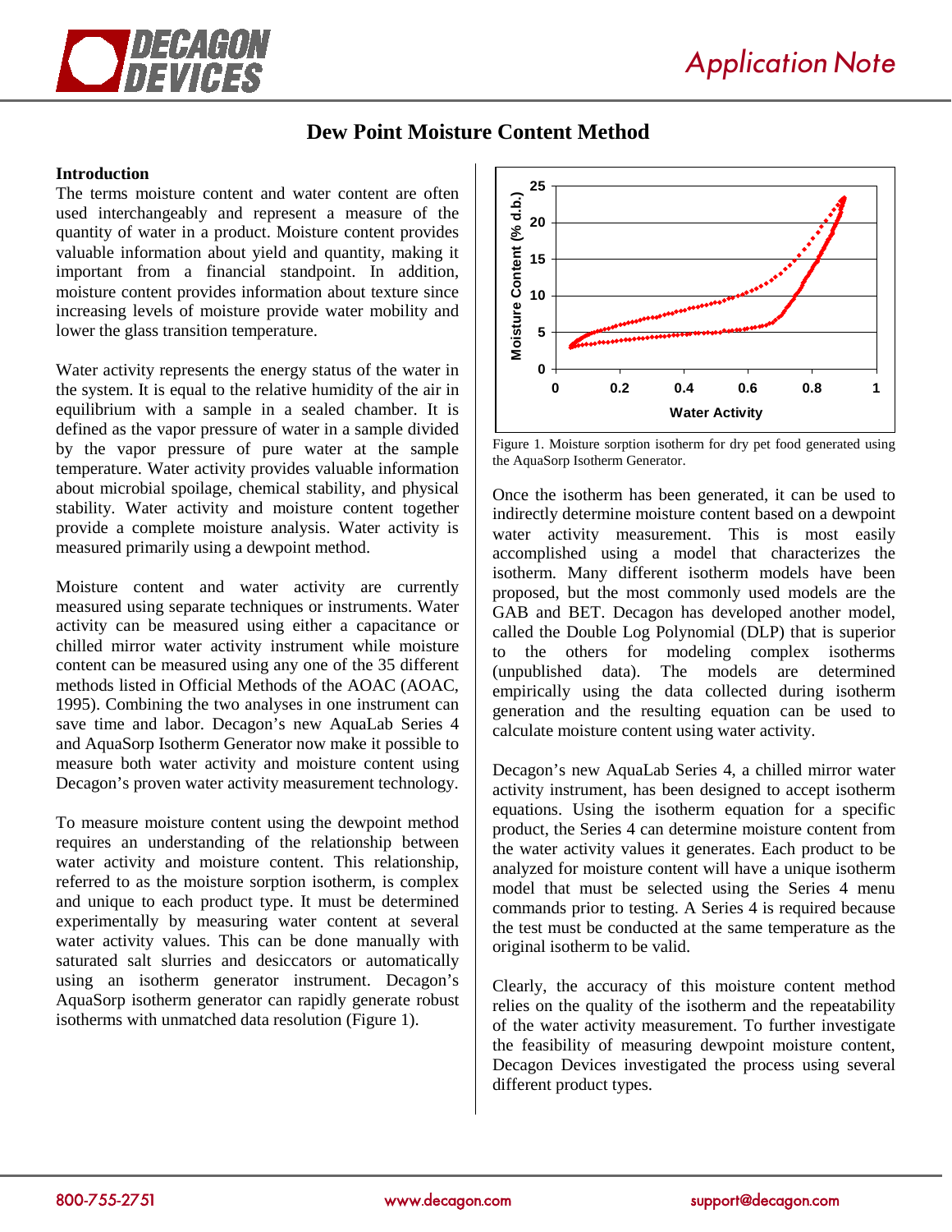# Dew Point Moisture Content Method

## Introduction

The terms moisture content and water content are often used interchangeably and represent a measure of the quantity of water in a product. Moisture content provides valuable information about yield and quantity, making it important from a financial standpoint. In addition, moisture content provides information about texture since increasing levels of moisture provide water mobility and lower the glass transition temperature.

Water activity represents the energy status of the water in the system. It is equal to the relative humidity of the air in equilibrium with a sample in a sealed chamber. It is defined as the vapor pressure of water in a sample divided by the vapor pressure of pure water at the sample temperature. Water activity provides valuable information about microbial spoilage, chemical stability, and physical stability. Water activity and moisture content together provide a complete moisture analysis. Water activity is measured primarily using a dewpoint method.

Moisture content and water activity are currently measured using separate techniques or instruments. Water activity can be measured using either a capacitance or chilled mirror water activity instrument while moisture content can be measured using any one of the 35 different methods listed in Official Methods of the AOAC (AOAC, 1995). Combining the two analyses in one instrument can save time and labor. Decagon's new AquaLab Series 4 and AquaSorp Isotherm Generator now make it possible to measure both water activity and moisture content using Decagon's proven water activity measurement technology.

To measure moisture content using the dewpoint method requires an understanding of the relationship between water activity and moisture content. This relationship, referred to as the moisture sorption isotherm, is complex and unique to each product type. It must be determined experimentally by measuring water content at several water activity values. This can be done manually with saturated salt slurries and desiccators or automatically using an isotherm generator instrument. Decagon's AquaSorp isotherm generator can rapidly generate robust isotherms with unmatched data resolution (Figure 1).

Figure 1. Moisture sorption isotherm for dry pet food generated using the AquaSorp Isotherm Generator.

Once the isotherm has been generated, it can be used to indirectly determine moisture content based on a dewpoint water activity measurement. This is most easily accomplished using a model that characterizes the isotherm. Many different isotherm models have been proposed, but the most commonly used models are the GAB and BET. Decagon has developed another model, called the Double Log Polynomial (DLP) that is superior to the others for modeling complex isotherms (unpublished data). The models are determined empirically using the data collected during isotherm generation and the resulting equation can be used to calculate moisture content using water activity.

Decagon's new AquaLab Series 4, a chilled mirror water activity instrument, has been designed to accept isotherm equations. Using the isotherm equation for a specific product, the Series 4 can determine moisture content from the water activity values it generates. Each product to be analyzed for moisture content will have a unique isotherm model that must be selected using the Series 4 menu commands prior to testing. A Series 4 is required because the test must be conducted at the same temperature as the original isotherm to be valid.

Clearly, the accuracy of this moisture content method relies on the quality of the isotherm and the repeatability of the water activity measurement. To further investigate the feasibility of measuring dewpoint moisture content, Decagon Devices investigated the process using several different product types.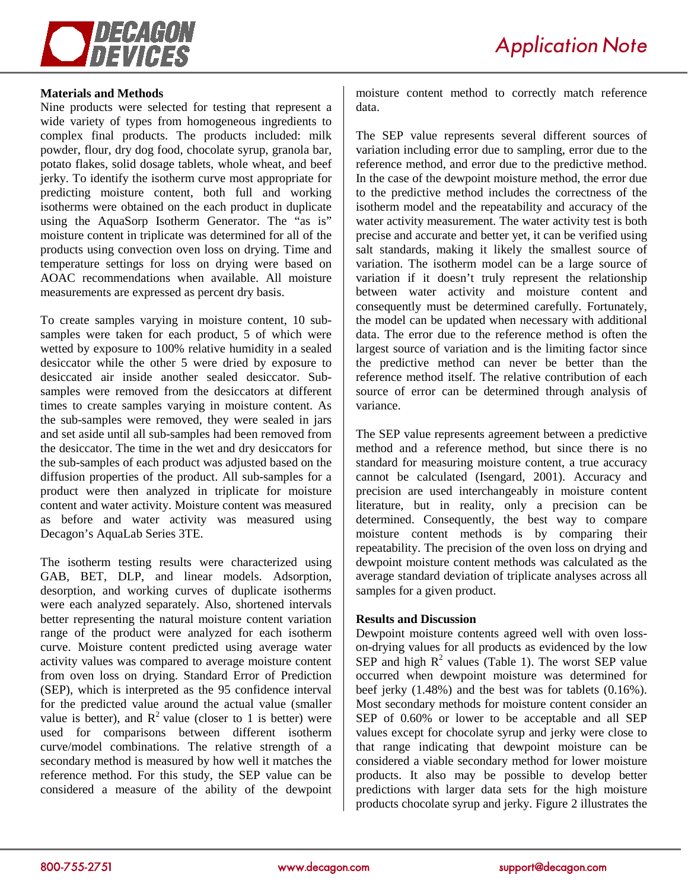## Materials and Methods

Nine products were selected for testing that represent a wide variety of types from homogeneous ingredients to complex final products. The products included: milk powder, flour, dry dog food, chocolate syrup, granola bar, potato flakes, solid dosage tablets, whole wheat, and beef jerky. To identify the isotherm curve most appropriate for predicting moisture content, both full and working isotherms were obtained on the each product in duplicate using the AquaSorp Isotherm Generator. The "as is" moisture content in triplicate was determined for all of the products using convection oven loss on drying. Time and temperature settings for loss on drying were based on AOAC recommendations when available. All moisture measurements are expressed as percent dry basis.

To create samples varying in moisture content, 10 sub-samples were taken for each product, 5 of which were wetted by exposure to 100% relative humidity in a sealed desiccator while the other 5 were dried by exposure to desiccated air inside another sealed desiccator. Sub-samples were removed from the desiccators at different times to create samples varying in moisture content. As the sub-samples were removed, they were sealed in jars and set aside until all sub-samples had been removed from the desiccator. The time in the wet and dry desiccators for the sub-samples of each product was adjusted based on the diffusion properties of the product. All sub-samples for a product were then analyzed in triplicate for moisture content and water activity. Moisture content was measured as before and water activity was measured using Decagon's AquaLab Series 3TE.

The isotherm testing results were characterized using GAB, BET, DLP, and linear models. Adsorption, desorption, and working curves of duplicate isotherms were each analyzed separately. Also, shortened intervals better representing the natural moisture content variation range of the product were analyzed for each isotherm curve. Moisture content predicted using average water activity values was compared to average moisture content from oven loss on drying. Standard Error of Prediction (SEP), which is interpreted as the 95 confidence interval for the predicted value around the actual value (smaller value is better), and $R^2$ value (closer to 1 is better) were used for comparisons between different isotherm curve/model combinations. The relative strength of a secondary method is measured by how well it matches the reference method. For this study, the SEP value can be considered a measure of the ability of the dewpoint moisture content method to correctly match reference data.

The SEP value represents several different sources of variation including error due to sampling, error due to the reference method, and error due to the predictive method. In the case of the dewpoint moisture method, the error due to the predictive method includes the correctness of the isotherm model and the repeatability and accuracy of the water activity measurement. The water activity test is both precise and accurate and better yet, it can be verified using salt standards, making it likely the smallest source of variation. The isotherm model can be a large source of variation if it doesn't truly represent the relationship between water activity and moisture content and consequently must be determined carefully. Fortunately, the model can be updated when necessary with additional data. The error due to the reference method is often the largest source of variation and is the limiting factor since the predictive method can never be better than the reference method itself. The relative contribution of each source of error can be determined through analysis of variance.

The SEP value represents agreement between a predictive method and a reference method, but since there is no standard for measuring moisture content, a true accuracy cannot be calculated (Isengard, 2001). Accuracy and precision are used interchangeably in moisture content literature, but in reality, only a precision can be determined. Consequently, the best way to compare moisture content methods is by comparing their repeatability. The precision of the oven loss on drying and dewpoint moisture content methods was calculated as the average standard deviation of triplicate analyses across all samples for a given product.

## Results and Discussion

Dewpoint moisture contents agreed well with oven loss-on-drying values for all products as evidenced by the low SEP and high $R^2$ values (Table 1). The worst SEP value occurred when dewpoint moisture was determined for beef jerky (1.48%) and the best was for tablets (0.16%). Most secondary methods for moisture content consider an SEP of 0.60% or lower to be acceptable and all SEP values except for chocolate syrup and jerky were close to that range indicating that dewpoint moisture can be considered a viable secondary method for lower moisture products. It also may be possible to develop better predictions with larger data sets for the high moisture products chocolate syrup and jerky. Figure 2 illustrates the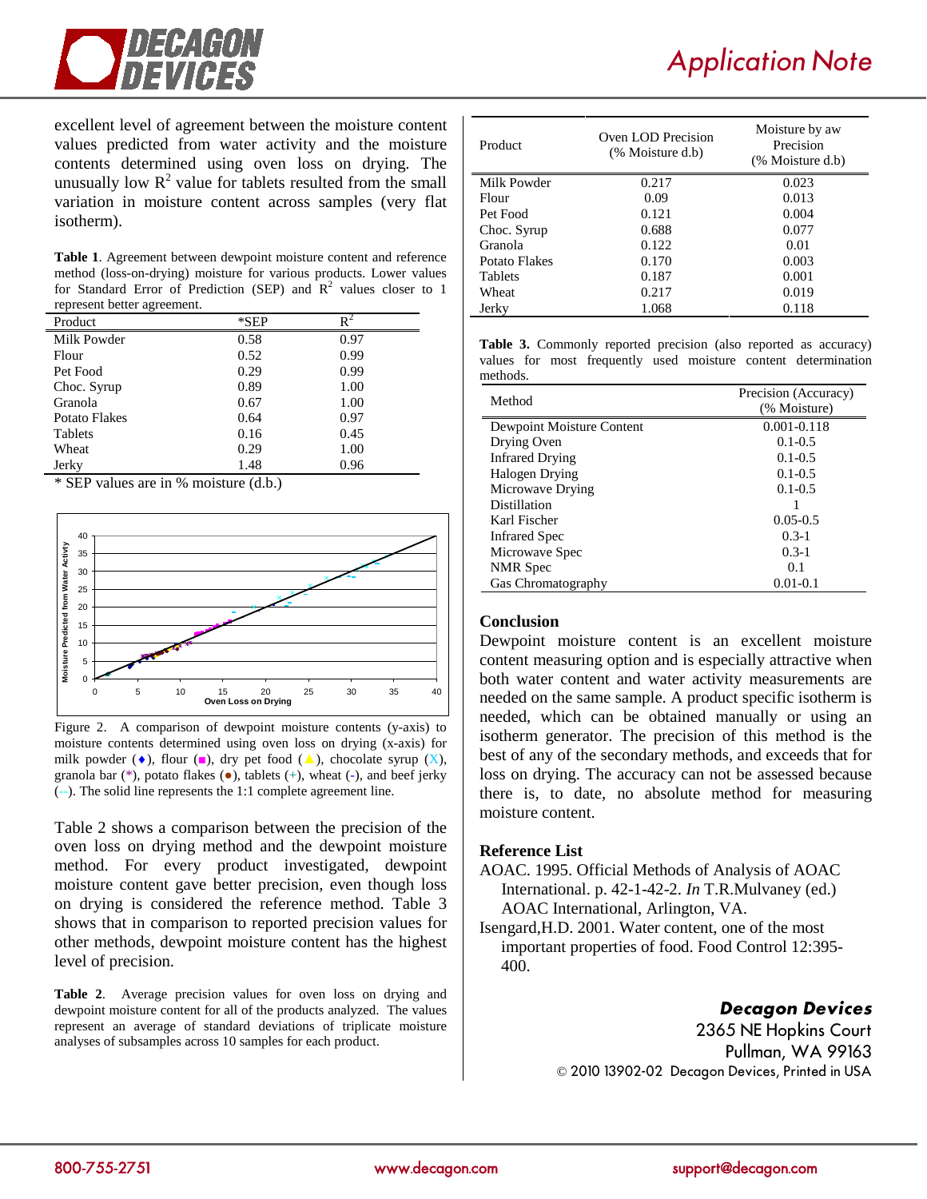excellent level of agreement between the moisture content values predicted from water activity and the moisture contents determined using oven loss on drying. The unusually low $R^2$ value for tablets resulted from the small variation in moisture content across samples (very flat isotherm).

**Table 1**. Agreement between dewpoint moisture content and reference method (loss-on-drying) moisture for various products. Lower values for Standard Error of Prediction (SEP) and $R^2$ values closer to 1 represent better agreement.

| Product | *SEP | $R^2$ |
|---|---|---|
| Milk Powder | 0.58 | 0.97 |
| Flour | 0.52 | 0.99 |
| Pet Food | 0.29 | 0.99 |
| Choc. Syrup | 0.89 | 1.00 |
| Granola | 0.67 | 1.00 |
| Potato Flakes | 0.64 | 0.97 |
| Tablets | 0.16 | 0.45 |
| Wheat | 0.29 | 1.00 |
| Jerky | 1.48 | 0.96 |

* SEP values are in % moisture (d.b.)

Moisture Predicted from Water Activity
0 5 10 15 20 25 30 35 40
Oven Loss on Drying
0 5 10 15 20 25 30 35 40

Figure 2. A comparison of dewpoint moisture contents (y-axis) to moisture contents determined using oven loss on drying (x-axis) for milk powder (♦), flour (■), dry pet food (▲), chocolate syrup (X), granola bar (*), potato flakes (●), tablets (+), wheat (-), and beef jerky (--). The solid line represents the 1:1 complete agreement line.

Table 2 shows a comparison between the precision of the oven loss on drying method and the dewpoint moisture method. For every product investigated, dewpoint moisture content gave better precision, even though loss on drying is considered the reference method. Table 3 shows that in comparison to reported precision values for other methods, dewpoint moisture content has the highest level of precision.

**Table 2**. Average precision values for oven loss on drying and dewpoint moisture content for all of the products analyzed. The values represent an average of standard deviations of triplicate moisture analyses of subsamples across 10 samples for each product.

| Product | Oven LOD Precision (% Moisture d.b) | Moisture by aw Precision (% Moisture d.b) |
|---|---|---|
| Milk Powder | 0.217 | 0.023 |
| Flour | 0.09 | 0.013 |
| Pet Food | 0.121 | 0.004 |
| Choc. Syrup | 0.688 | 0.077 |
| Granola | 0.122 | 0.01 |
| Potato Flakes | 0.170 | 0.003 |
| Tablets | 0.187 | 0.001 |
| Wheat | 0.217 | 0.019 |
| Jerky | 1.068 | 0.118 |

**Table 3.** Commonly reported precision (also reported as accuracy) values for most frequently used moisture content determination methods.

| Method | Precision (Accuracy) (% Moisture) |
|---|---|
| Dewpoint Moisture Content | 0.001-0.118 |
| Drying Oven | 0.1-0.5 |
| Infrared Drying | 0.1-0.5 |
| Halogen Drying | 0.1-0.5 |
| Microwave Drying | 0.1-0.5 |
| Distillation | 1 |
| Karl Fischer | 0.05-0.5 |
| Infrared Spec | 0.3-1 |
| Microwave Spec | 0.3-1 |
| NMR Spec | 0.1 |
| Gas Chromatography | 0.01-0.1 |

## Conclusion

Dewpoint moisture content is an excellent moisture content measuring option and is especially attractive when both water content and water activity measurements are needed on the same sample. A product specific isotherm is needed, which can be obtained manually or using an isotherm generator. The precision of this method is the best of any of the secondary methods, and exceeds that for loss on drying. The accuracy can not be assessed because there is, to date, no absolute method for measuring moisture content.

## Reference List

AOAC. 1995. Official Methods of Analysis of AOAC International. p. 42-1-42-2. *In* T.R.Mulvaney (ed.) AOAC International, Arlington, VA.

Isengard,H.D. 2001. Water content, one of the most important properties of food. Food Control 12:395-400.

***Decagon Devices***
2365 NE Hopkins Court
Pullman, WA 99163
© 2010 13902-02 Decagon Devices, Printed in USA

800-755-2751 www.decagon.com support@decagon.com